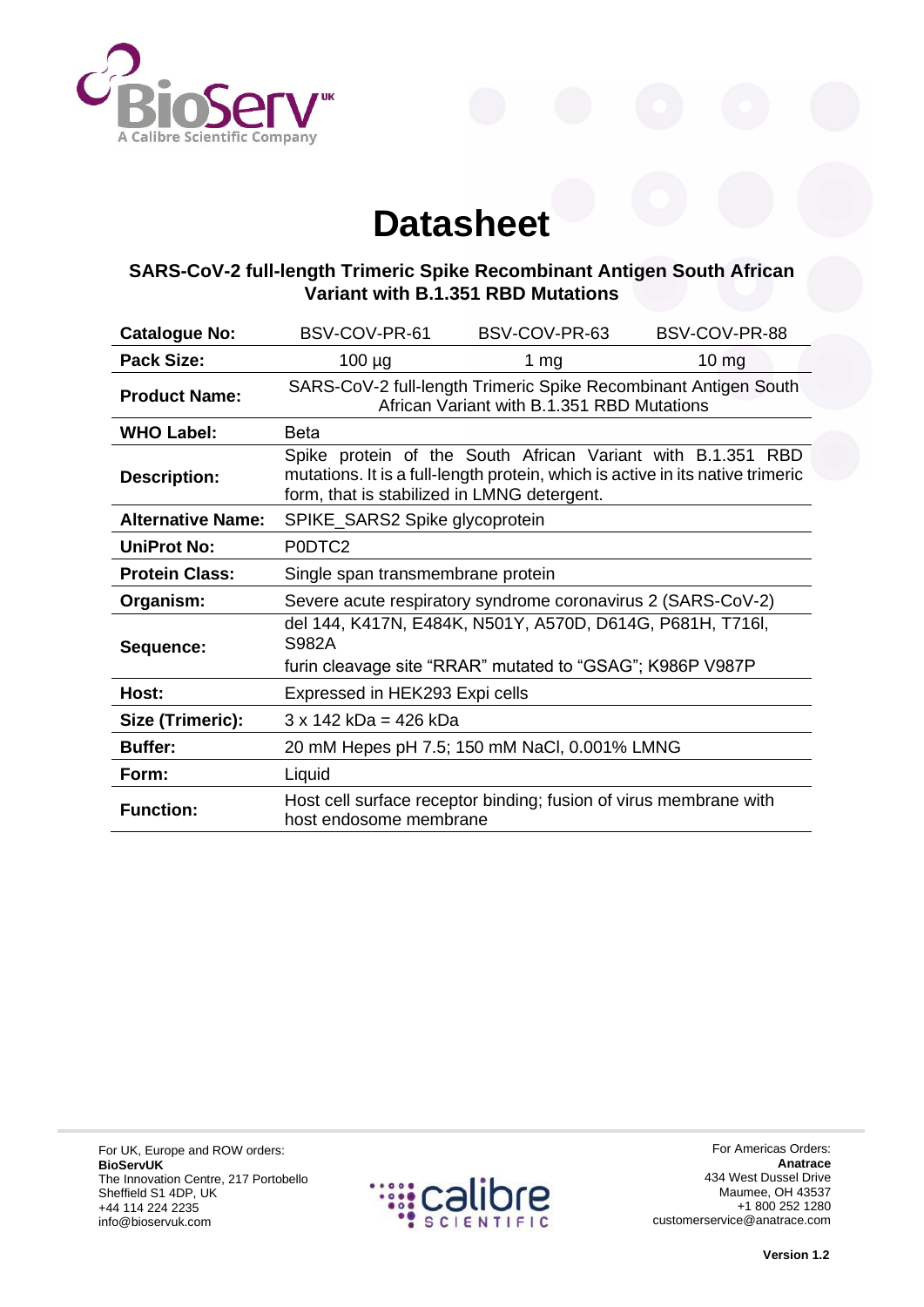# Datasheet

## SARS-CoV-2 full-length Trimeric Spike Recombinant Antigen South African Variant with B.1.351 RBD Mutations

| **Catalogue No:** | BSV-COV-PR-61 | BSV-COV-PR-63 | BSV-COV-PR-88 |
|---|---|---|---|
| **Pack Size:** | 100 µg | 1 mg | 10 mg |
| **Product Name:** | SARS-CoV-2 full-length Trimeric Spike Recombinant Antigen South African Variant with B.1.351 RBD Mutations | | |
| **WHO Label:** | Beta | | |
| **Description:** | Spike protein of the South African Variant with B.1.351 RBD mutations. It is a full-length protein, which is active in its native trimeric form, that is stabilized in LMNG detergent. | | |
| **Alternative Name:** | SPIKE_SARS2 Spike glycoprotein | | |
| **UniProt No:** | P0DTC2 | | |
| **Protein Class:** | Single span transmembrane protein | | |
| **Organism:** | Severe acute respiratory syndrome coronavirus 2 (SARS-CoV-2) | | |
| **Sequence:** | del 144, K417N, E484K, N501Y, A570D, D614G, P681H, T716I, S982A<br>furin cleavage site "RRAR" mutated to "GSAG"; K986P V987P | | |
| **Host:** | Expressed in HEK293 Expi cells | | |
| **Size (Trimeric):** | 3 x 142 kDa = 426 kDa | | |
| **Buffer:** | 20 mM Hepes pH 7.5; 150 mM NaCl, 0.001% LMNG | | |
| **Form:** | Liquid | | |
| **Function:** | Host cell surface receptor binding; fusion of virus membrane with host endosome membrane | | |

For UK, Europe and ROW orders:
**BioServUK**
The Innovation Centre, 217 Portobello
Sheffield S1 4DP, UK
+44 114 224 2235
info@bioservuk.com

For Americas Orders:
**Anatrace**
434 West Dussel Drive
Maumee, OH 43537
+1 800 252 1280
customerservice@anatrace.com

**Version 1.2**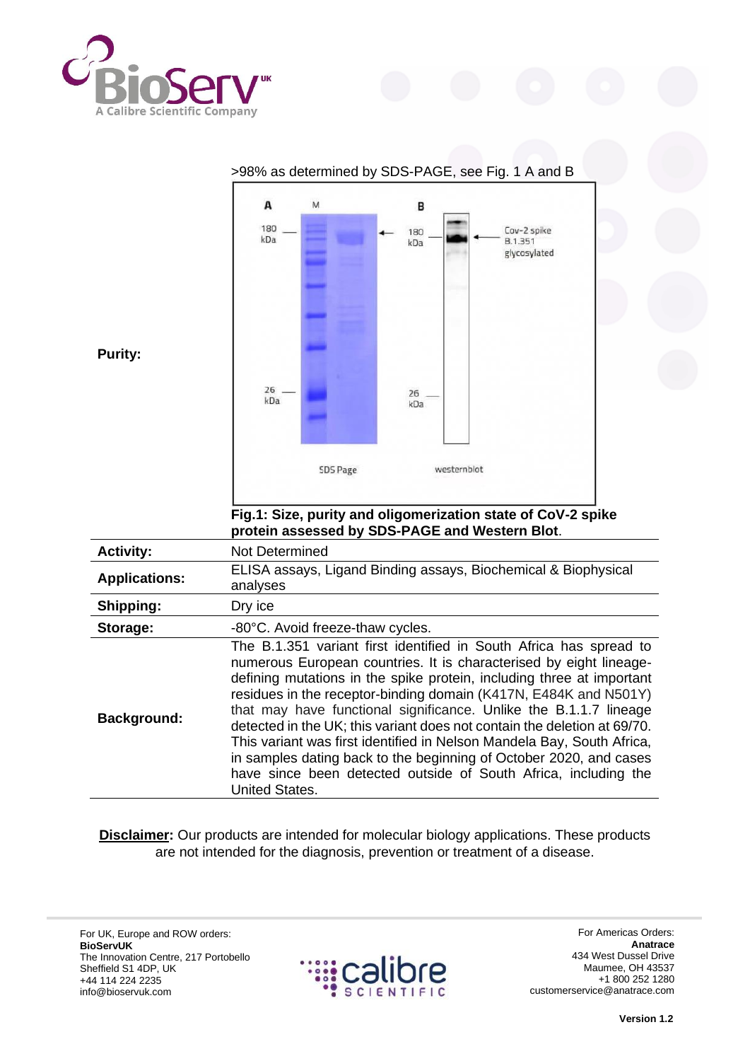| | |
|---|---|
| **Purity:** | >98% as determined by SDS-PAGE, see Fig. 1 A and B<br><br>A M B<br>180 kDa<br>26 kDa<br>180 kDa<br>26 kDa<br>Cov-2 spike B.1.351 glycosylated<br>SDS Page westernblot<br><br>**Fig.1: Size, purity and oligomerization state of CoV-2 spike protein assessed by SDS-PAGE and Western Blot**. |
| **Activity:** | Not Determined |
| **Applications:** | ELISA assays, Ligand Binding assays, Biochemical & Biophysical analyses |
| **Shipping:** | Dry ice |
| **Storage:** | -80°C. Avoid freeze-thaw cycles. |
| **Background:** | The B.1.351 variant first identified in South Africa has spread to numerous European countries. It is characterised by eight lineage-defining mutations in the spike protein, including three at important residues in the receptor-binding domain (K417N, E484K and N501Y) that may have functional significance. Unlike the B.1.1.7 lineage detected in the UK; this variant does not contain the deletion at 69/70. This variant was first identified in Nelson Mandela Bay, South Africa, in samples dating back to the beginning of October 2020, and cases have since been detected outside of South Africa, including the United States. |

**Disclaimer:** Our products are intended for molecular biology applications. These products are not intended for the diagnosis, prevention or treatment of a disease.

For UK, Europe and ROW orders:
**BioServUK**
The Innovation Centre, 217 Portobello
Sheffield S1 4DP, UK
+44 114 224 2235
info@bioservuk.com

For Americas Orders:
**Anatrace**
434 West Dussel Drive
Maumee, OH 43537
+1 800 252 1280
customerservice@anatrace.com

**Version 1.2**